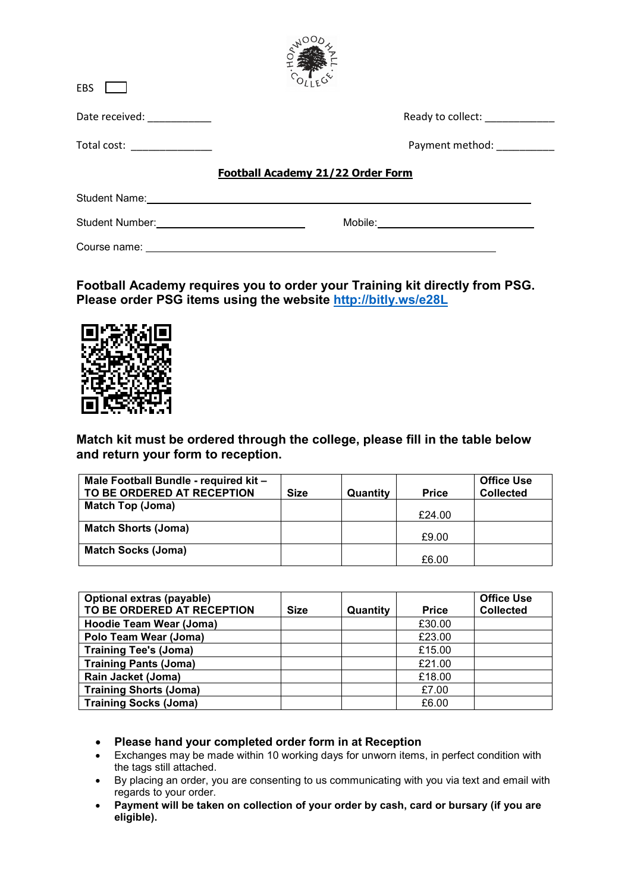EBS ☐

Date received: ___________ Ready to collect: ____________

Total cost: ______________ Payment method: __________

**Football Academy 21/22 Order Form**

Student Name: ____________________________________________

Student Number: ____________________ Mobile: ____________________

Course name: ____________________________________________

**Football Academy requires you to order your Training kit directly from PSG. Please order PSG items using the website [http://bitly.ws/e28L](http://bitly.ws/e28L)**

**Match kit must be ordered through the college, please fill in the table below and return your form to reception.**

| Male Football Bundle - required kit – TO BE ORDERED AT RECEPTION | Size | Quantity | Price | Office Use Collected |
|---|---|---|---|---|
| **Match Top (Joma)** | | | £24.00 | |
| **Match Shorts (Joma)** | | | £9.00 | |
| **Match Socks (Joma)** | | | £6.00 | |

| Optional extras (payable) TO BE ORDERED AT RECEPTION | Size | Quantity | Price | Office Use Collected |
|---|---|---|---|---|
| **Hoodie Team Wear (Joma)** | | | £30.00 | |
| **Polo Team Wear (Joma)** | | | £23.00 | |
| **Training Tee's (Joma)** | | | £15.00 | |
| **Training Pants (Joma)** | | | £21.00 | |
| **Rain Jacket (Joma)** | | | £18.00 | |
| **Training Shorts (Joma)** | | | £7.00 | |
| **Training Socks (Joma)** | | | £6.00 | |

- **Please hand your completed order form in at Reception**
- Exchanges may be made within 10 working days for unworn items, in perfect condition with the tags still attached.
- By placing an order, you are consenting to us communicating with you via text and email with regards to your order.
- **Payment will be taken on collection of your order by cash, card or bursary (if you are eligible).**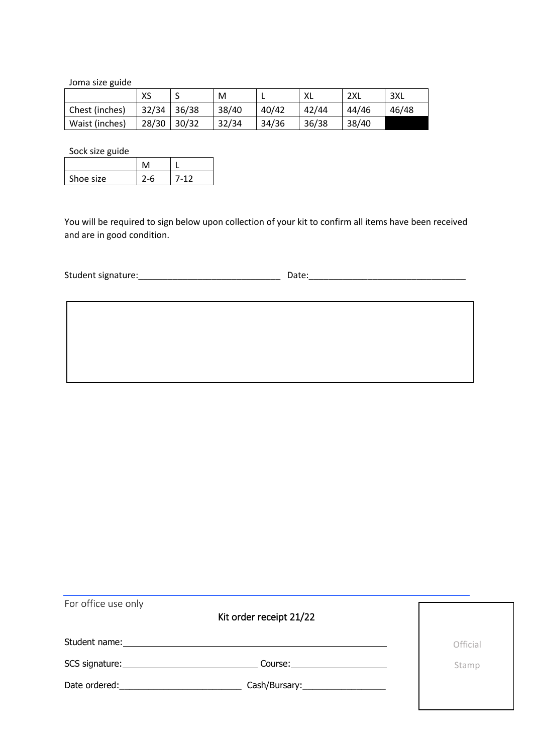Joma size guide

| | XS | S | M | L | XL | 2XL | 3XL |
|---|---|---|---|---|---|---|---|
| Chest (inches) | 32/34 | 36/38 | 38/40 | 40/42 | 42/44 | 44/46 | 46/48 |
| Waist (inches) | 28/30 | 30/32 | 32/34 | 34/36 | 36/38 | 38/40 | |

Sock size guide

| | M | L |
|---|---|---|
| Shoe size | 2-6 | 7-12 |

You will be required to sign below upon collection of your kit to confirm all items have been received and are in good condition.

Student signature:_____________________________ Date:________________________________

For office use only

Kit order receipt 21/22

Student name:_______________________________________________________

SCS signature:___________________________ Course:___________________

Date ordered:_________________________ Cash/Bursary:_________________

Official

Stamp